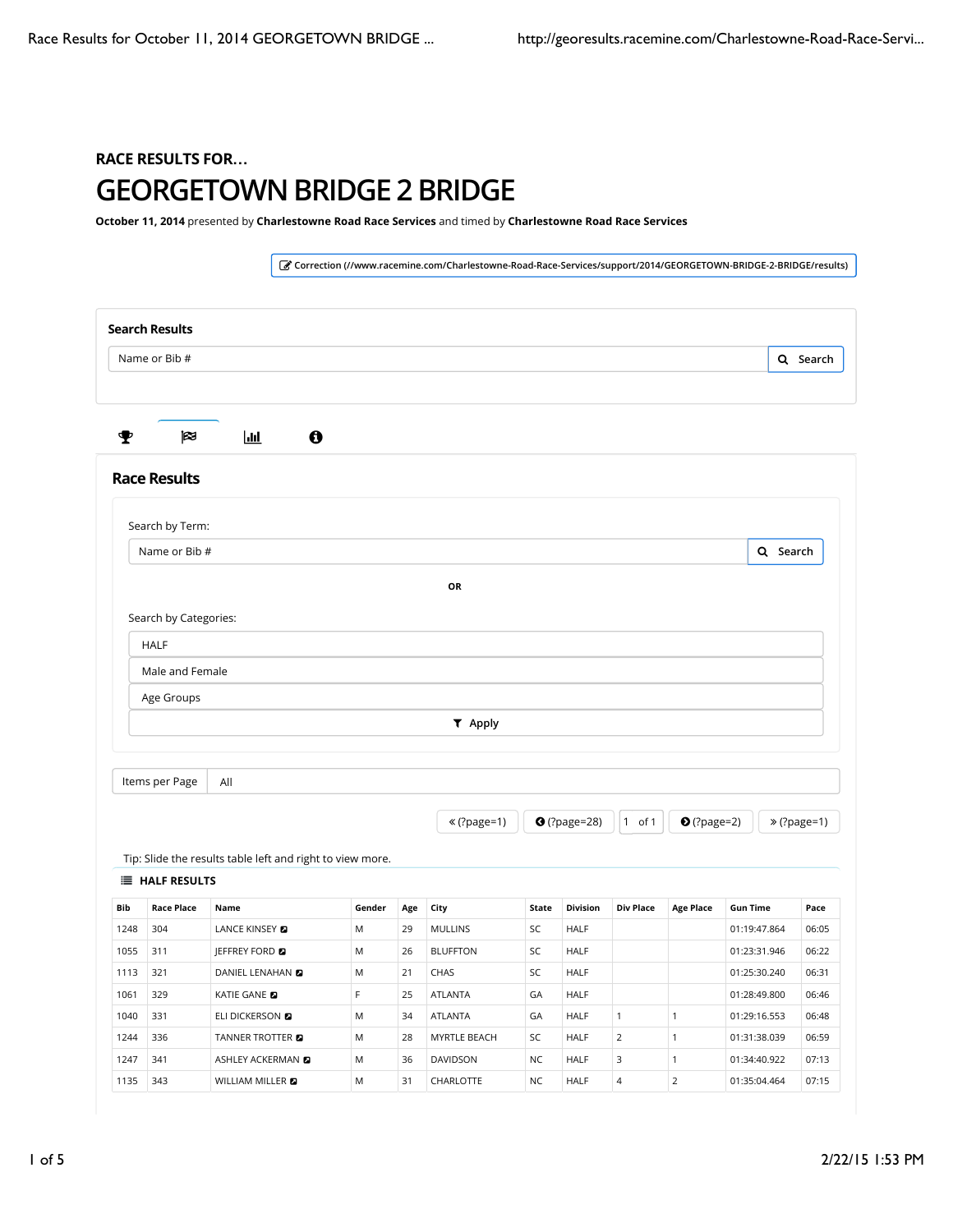RACE RESULTS FOR...

# GEORGETOWN BRIDGE 2 BRIDGE

**October 11, 2014** presented by **Charlestowne Road Race Services** and timed by **Charlestowne Road Race Services**

Correction (//www.racemine.com/Charlestowne-Road-Race-Services/support/2014/GEORGETOWN-BRIDGE-2-BRIDGE/results)

**Search Results**

Name or Bib # | Search

## Race Results

Search by Term:

Name or Bib # | Search

**OR**

Search by Categories:

HALF

Male and Female

Age Groups

Apply

Items per Page | All

« (?page=1) | (?page=28) | 1 of 1 | (?page=2) | » (?page=1)

Tip: Slide the results table left and right to view more.

**HALF RESULTS**

| Bib | Race Place | Name | Gender | Age | City | State | Division | Div Place | Age Place | Gun Time | Pace |
|---|---|---|---|---|---|---|---|---|---|---|---|
| 1248 | 304 | LANCE KINSEY | M | 29 | MULLINS | SC | HALF | | | 01:19:47.864 | 06:05 |
| 1055 | 311 | JEFFREY FORD | M | 26 | BLUFFTON | SC | HALF | | | 01:23:31.946 | 06:22 |
| 1113 | 321 | DANIEL LENAHAN | M | 21 | CHAS | SC | HALF | | | 01:25:30.240 | 06:31 |
| 1061 | 329 | KATIE GANE | F | 25 | ATLANTA | GA | HALF | | | 01:28:49.800 | 06:46 |
| 1040 | 331 | ELI DICKERSON | M | 34 | ATLANTA | GA | HALF | 1 | 1 | 01:29:16.553 | 06:48 |
| 1244 | 336 | TANNER TROTTER | M | 28 | MYRTLE BEACH | SC | HALF | 2 | 1 | 01:31:38.039 | 06:59 |
| 1247 | 341 | ASHLEY ACKERMAN | M | 36 | DAVIDSON | NC | HALF | 3 | 1 | 01:34:40.922 | 07:13 |
| 1135 | 343 | WILLIAM MILLER | M | 31 | CHARLOTTE | NC | HALF | 4 | 2 | 01:35:04.464 | 07:15 |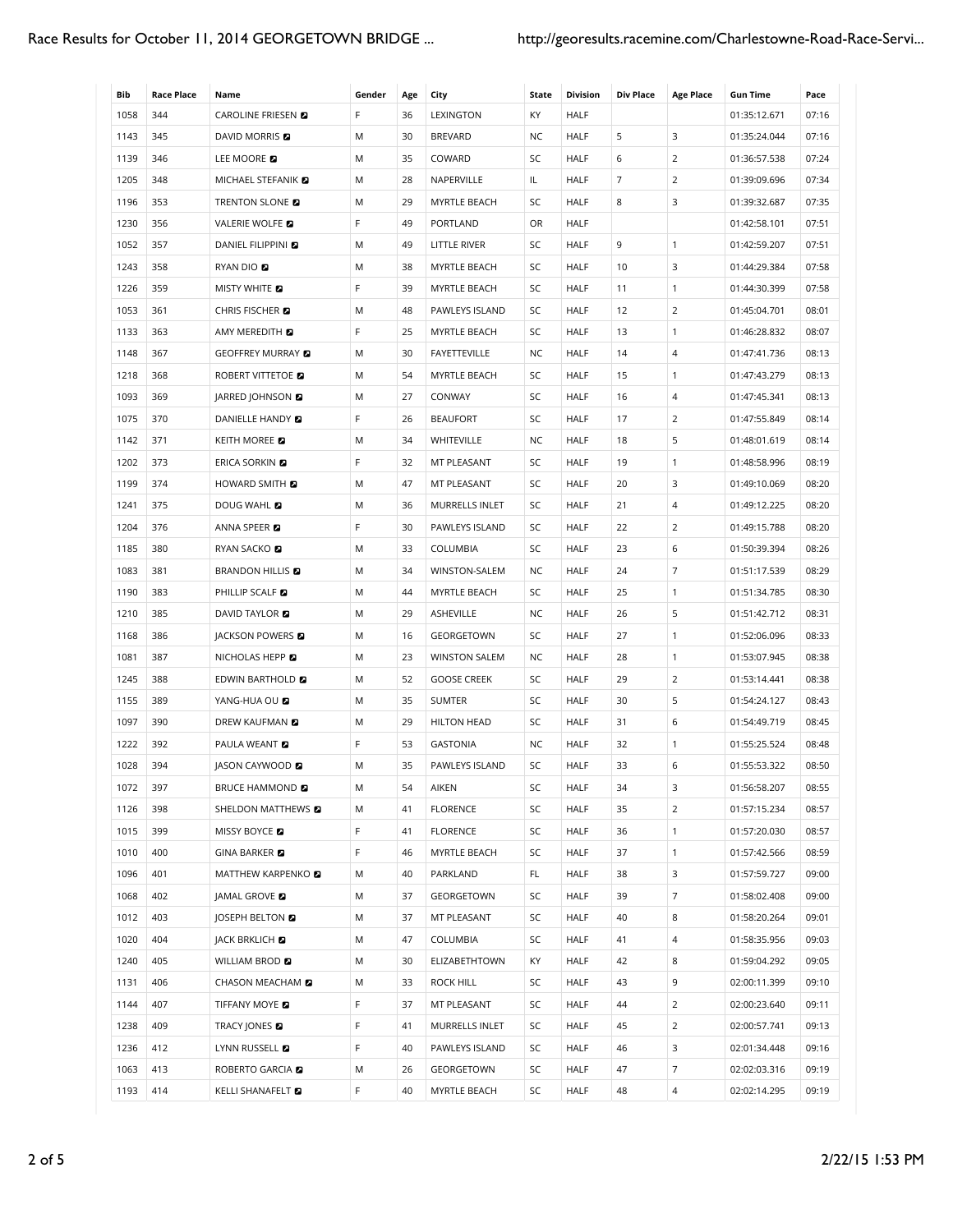| Bib | Race Place | Name | Gender | Age | City | State | Division | Div Place | Age Place | Gun Time | Pace |
|---|---|---|---|---|---|---|---|---|---|---|---|
| 1058 | 344 | CAROLINE FRIESEN | F | 36 | LEXINGTON | KY | HALF | | | 01:35:12.671 | 07:16 |
| 1143 | 345 | DAVID MORRIS | M | 30 | BREVARD | NC | HALF | 5 | 3 | 01:35:24.044 | 07:16 |
| 1139 | 346 | LEE MOORE | M | 35 | COWARD | SC | HALF | 6 | 2 | 01:36:57.538 | 07:24 |
| 1205 | 348 | MICHAEL STEFANIK | M | 28 | NAPERVILLE | IL | HALF | 7 | 2 | 01:39:09.696 | 07:34 |
| 1196 | 353 | TRENTON SLONE | M | 29 | MYRTLE BEACH | SC | HALF | 8 | 3 | 01:39:32.687 | 07:35 |
| 1230 | 356 | VALERIE WOLFE | F | 49 | PORTLAND | OR | HALF | | | 01:42:58.101 | 07:51 |
| 1052 | 357 | DANIEL FILIPPINI | M | 49 | LITTLE RIVER | SC | HALF | 9 | 1 | 01:42:59.207 | 07:51 |
| 1243 | 358 | RYAN DIO | M | 38 | MYRTLE BEACH | SC | HALF | 10 | 3 | 01:44:29.384 | 07:58 |
| 1226 | 359 | MISTY WHITE | F | 39 | MYRTLE BEACH | SC | HALF | 11 | 1 | 01:44:30.399 | 07:58 |
| 1053 | 361 | CHRIS FISCHER | M | 48 | PAWLEYS ISLAND | SC | HALF | 12 | 2 | 01:45:04.701 | 08:01 |
| 1133 | 363 | AMY MEREDITH | F | 25 | MYRTLE BEACH | SC | HALF | 13 | 1 | 01:46:28.832 | 08:07 |
| 1148 | 367 | GEOFFREY MURRAY | M | 30 | FAYETTEVILLE | NC | HALF | 14 | 4 | 01:47:41.736 | 08:13 |
| 1218 | 368 | ROBERT VITTETOE | M | 54 | MYRTLE BEACH | SC | HALF | 15 | 1 | 01:47:43.279 | 08:13 |
| 1093 | 369 | JARRED JOHNSON | M | 27 | CONWAY | SC | HALF | 16 | 4 | 01:47:45.341 | 08:13 |
| 1075 | 370 | DANIELLE HANDY | F | 26 | BEAUFORT | SC | HALF | 17 | 2 | 01:47:55.849 | 08:14 |
| 1142 | 371 | KEITH MOREE | M | 34 | WHITEVILLE | NC | HALF | 18 | 5 | 01:48:01.619 | 08:14 |
| 1202 | 373 | ERICA SORKIN | F | 32 | MT PLEASANT | SC | HALF | 19 | 1 | 01:48:58.996 | 08:19 |
| 1199 | 374 | HOWARD SMITH | M | 47 | MT PLEASANT | SC | HALF | 20 | 3 | 01:49:10.069 | 08:20 |
| 1241 | 375 | DOUG WAHL | M | 36 | MURRELLS INLET | SC | HALF | 21 | 4 | 01:49:12.225 | 08:20 |
| 1204 | 376 | ANNA SPEER | F | 30 | PAWLEYS ISLAND | SC | HALF | 22 | 2 | 01:49:15.788 | 08:20 |
| 1185 | 380 | RYAN SACKO | M | 33 | COLUMBIA | SC | HALF | 23 | 6 | 01:50:39.394 | 08:26 |
| 1083 | 381 | BRANDON HILLIS | M | 34 | WINSTON-SALEM | NC | HALF | 24 | 7 | 01:51:17.539 | 08:29 |
| 1190 | 383 | PHILLIP SCALF | M | 44 | MYRTLE BEACH | SC | HALF | 25 | 1 | 01:51:34.785 | 08:30 |
| 1210 | 385 | DAVID TAYLOR | M | 29 | ASHEVILLE | NC | HALF | 26 | 5 | 01:51:42.712 | 08:31 |
| 1168 | 386 | JACKSON POWERS | M | 16 | GEORGETOWN | SC | HALF | 27 | 1 | 01:52:06.096 | 08:33 |
| 1081 | 387 | NICHOLAS HEPP | M | 23 | WINSTON SALEM | NC | HALF | 28 | 1 | 01:53:07.945 | 08:38 |
| 1245 | 388 | EDWIN BARTHOLD | M | 52 | GOOSE CREEK | SC | HALF | 29 | 2 | 01:53:14.441 | 08:38 |
| 1155 | 389 | YANG-HUA OU | M | 35 | SUMTER | SC | HALF | 30 | 5 | 01:54:24.127 | 08:43 |
| 1097 | 390 | DREW KAUFMAN | M | 29 | HILTON HEAD | SC | HALF | 31 | 6 | 01:54:49.719 | 08:45 |
| 1222 | 392 | PAULA WEANT | F | 53 | GASTONIA | NC | HALF | 32 | 1 | 01:55:25.524 | 08:48 |
| 1028 | 394 | JASON CAYWOOD | M | 35 | PAWLEYS ISLAND | SC | HALF | 33 | 6 | 01:55:53.322 | 08:50 |
| 1072 | 397 | BRUCE HAMMOND | M | 54 | AIKEN | SC | HALF | 34 | 3 | 01:56:58.207 | 08:55 |
| 1126 | 398 | SHELDON MATTHEWS | M | 41 | FLORENCE | SC | HALF | 35 | 2 | 01:57:15.234 | 08:57 |
| 1015 | 399 | MISSY BOYCE | F | 41 | FLORENCE | SC | HALF | 36 | 1 | 01:57:20.030 | 08:57 |
| 1010 | 400 | GINA BARKER | F | 46 | MYRTLE BEACH | SC | HALF | 37 | 1 | 01:57:42.566 | 08:59 |
| 1096 | 401 | MATTHEW KARPENKO | M | 40 | PARKLAND | FL | HALF | 38 | 3 | 01:57:59.727 | 09:00 |
| 1068 | 402 | JAMAL GROVE | M | 37 | GEORGETOWN | SC | HALF | 39 | 7 | 01:58:02.408 | 09:00 |
| 1012 | 403 | JOSEPH BELTON | M | 37 | MT PLEASANT | SC | HALF | 40 | 8 | 01:58:20.264 | 09:01 |
| 1020 | 404 | JACK BRKLICH | M | 47 | COLUMBIA | SC | HALF | 41 | 4 | 01:58:35.956 | 09:03 |
| 1240 | 405 | WILLIAM BROD | M | 30 | ELIZABETHTOWN | KY | HALF | 42 | 8 | 01:59:04.292 | 09:05 |
| 1131 | 406 | CHASON MEACHAM | M | 33 | ROCK HILL | SC | HALF | 43 | 9 | 02:00:11.399 | 09:10 |
| 1144 | 407 | TIFFANY MOYE | F | 37 | MT PLEASANT | SC | HALF | 44 | 2 | 02:00:23.640 | 09:11 |
| 1238 | 409 | TRACY JONES | F | 41 | MURRELLS INLET | SC | HALF | 45 | 2 | 02:00:57.741 | 09:13 |
| 1236 | 412 | LYNN RUSSELL | F | 40 | PAWLEYS ISLAND | SC | HALF | 46 | 3 | 02:01:34.448 | 09:16 |
| 1063 | 413 | ROBERTO GARCIA | M | 26 | GEORGETOWN | SC | HALF | 47 | 7 | 02:02:03.316 | 09:19 |
| 1193 | 414 | KELLI SHANAFELT | F | 40 | MYRTLE BEACH | SC | HALF | 48 | 4 | 02:02:14.295 | 09:19 |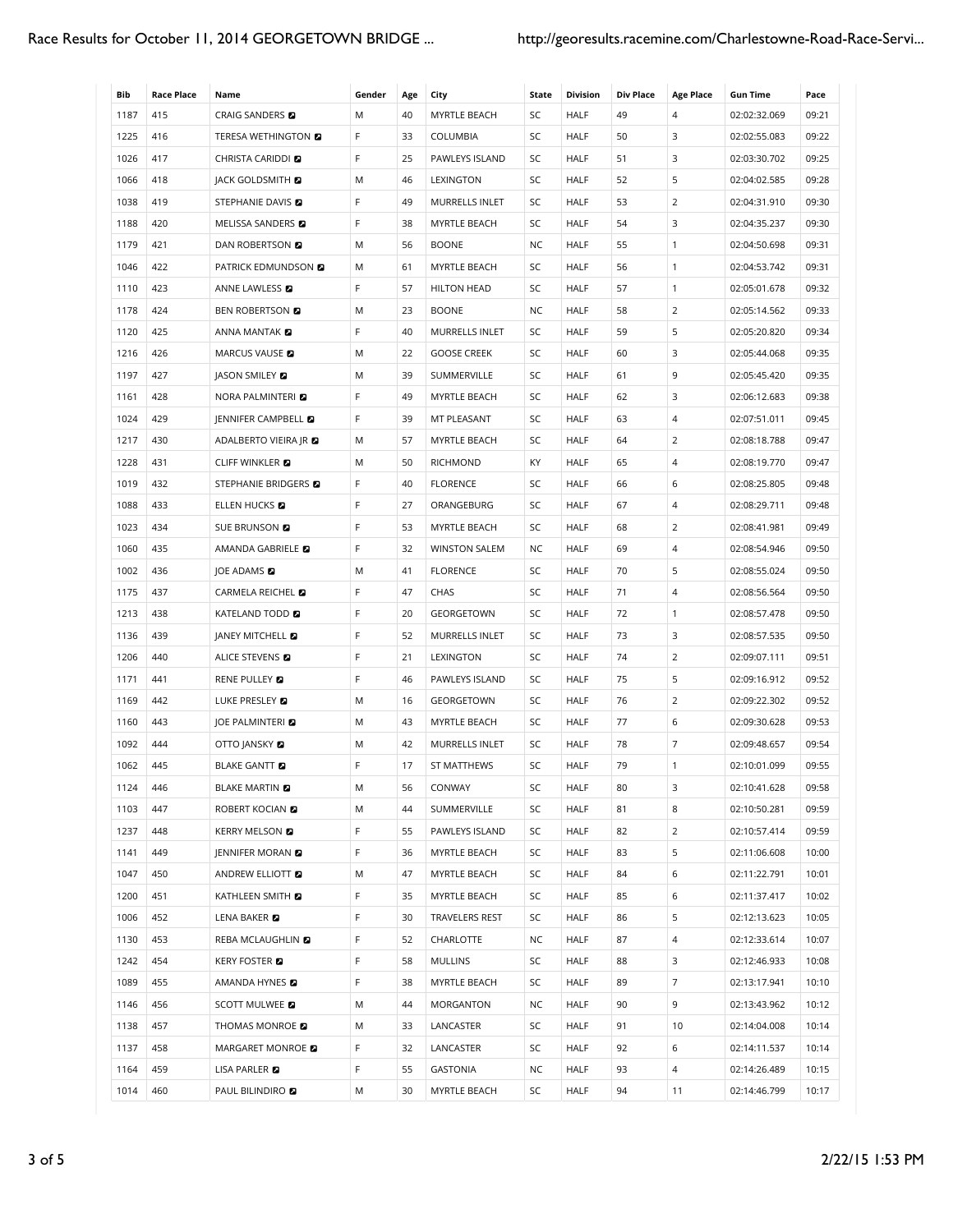| Bib | Race Place | Name | Gender | Age | City | State | Division | Div Place | Age Place | Gun Time | Pace |
|---|---|---|---|---|---|---|---|---|---|---|---|
| 1187 | 415 | CRAIG SANDERS | M | 40 | MYRTLE BEACH | SC | HALF | 49 | 4 | 02:02:32.069 | 09:21 |
| 1225 | 416 | TERESA WETHINGTON | F | 33 | COLUMBIA | SC | HALF | 50 | 3 | 02:02:55.083 | 09:22 |
| 1026 | 417 | CHRISTA CARIDDI | F | 25 | PAWLEYS ISLAND | SC | HALF | 51 | 3 | 02:03:30.702 | 09:25 |
| 1066 | 418 | JACK GOLDSMITH | M | 46 | LEXINGTON | SC | HALF | 52 | 5 | 02:04:02.585 | 09:28 |
| 1038 | 419 | STEPHANIE DAVIS | F | 49 | MURRELLS INLET | SC | HALF | 53 | 2 | 02:04:31.910 | 09:30 |
| 1188 | 420 | MELISSA SANDERS | F | 38 | MYRTLE BEACH | SC | HALF | 54 | 3 | 02:04:35.237 | 09:30 |
| 1179 | 421 | DAN ROBERTSON | M | 56 | BOONE | NC | HALF | 55 | 1 | 02:04:50.698 | 09:31 |
| 1046 | 422 | PATRICK EDMUNDSON | M | 61 | MYRTLE BEACH | SC | HALF | 56 | 1 | 02:04:53.742 | 09:31 |
| 1110 | 423 | ANNE LAWLESS | F | 57 | HILTON HEAD | SC | HALF | 57 | 1 | 02:05:01.678 | 09:32 |
| 1178 | 424 | BEN ROBERTSON | M | 23 | BOONE | NC | HALF | 58 | 2 | 02:05:14.562 | 09:33 |
| 1120 | 425 | ANNA MANTAK | F | 40 | MURRELLS INLET | SC | HALF | 59 | 5 | 02:05:20.820 | 09:34 |
| 1216 | 426 | MARCUS VAUSE | M | 22 | GOOSE CREEK | SC | HALF | 60 | 3 | 02:05:44.068 | 09:35 |
| 1197 | 427 | JASON SMILEY | M | 39 | SUMMERVILLE | SC | HALF | 61 | 9 | 02:05:45.420 | 09:35 |
| 1161 | 428 | NORA PALMINTERI | F | 49 | MYRTLE BEACH | SC | HALF | 62 | 3 | 02:06:12.683 | 09:38 |
| 1024 | 429 | JENNIFER CAMPBELL | F | 39 | MT PLEASANT | SC | HALF | 63 | 4 | 02:07:51.011 | 09:45 |
| 1217 | 430 | ADALBERTO VIEIRA JR | M | 57 | MYRTLE BEACH | SC | HALF | 64 | 2 | 02:08:18.788 | 09:47 |
| 1228 | 431 | CLIFF WINKLER | M | 50 | RICHMOND | KY | HALF | 65 | 4 | 02:08:19.770 | 09:47 |
| 1019 | 432 | STEPHANIE BRIDGERS | F | 40 | FLORENCE | SC | HALF | 66 | 6 | 02:08:25.805 | 09:48 |
| 1088 | 433 | ELLEN HUCKS | F | 27 | ORANGEBURG | SC | HALF | 67 | 4 | 02:08:29.711 | 09:48 |
| 1023 | 434 | SUE BRUNSON | F | 53 | MYRTLE BEACH | SC | HALF | 68 | 2 | 02:08:41.981 | 09:49 |
| 1060 | 435 | AMANDA GABRIELE | F | 32 | WINSTON SALEM | NC | HALF | 69 | 4 | 02:08:54.946 | 09:50 |
| 1002 | 436 | JOE ADAMS | M | 41 | FLORENCE | SC | HALF | 70 | 5 | 02:08:55.024 | 09:50 |
| 1175 | 437 | CARMELA REICHEL | F | 47 | CHAS | SC | HALF | 71 | 4 | 02:08:56.564 | 09:50 |
| 1213 | 438 | KATELAND TODD | F | 20 | GEORGETOWN | SC | HALF | 72 | 1 | 02:08:57.478 | 09:50 |
| 1136 | 439 | JANEY MITCHELL | F | 52 | MURRELLS INLET | SC | HALF | 73 | 3 | 02:08:57.535 | 09:50 |
| 1206 | 440 | ALICE STEVENS | F | 21 | LEXINGTON | SC | HALF | 74 | 2 | 02:09:07.111 | 09:51 |
| 1171 | 441 | RENE PULLEY | F | 46 | PAWLEYS ISLAND | SC | HALF | 75 | 5 | 02:09:16.912 | 09:52 |
| 1169 | 442 | LUKE PRESLEY | M | 16 | GEORGETOWN | SC | HALF | 76 | 2 | 02:09:22.302 | 09:52 |
| 1160 | 443 | JOE PALMINTERI | M | 43 | MYRTLE BEACH | SC | HALF | 77 | 6 | 02:09:30.628 | 09:53 |
| 1092 | 444 | OTTO JANSKY | M | 42 | MURRELLS INLET | SC | HALF | 78 | 7 | 02:09:48.657 | 09:54 |
| 1062 | 445 | BLAKE GANTT | F | 17 | ST MATTHEWS | SC | HALF | 79 | 1 | 02:10:01.099 | 09:55 |
| 1124 | 446 | BLAKE MARTIN | M | 56 | CONWAY | SC | HALF | 80 | 3 | 02:10:41.628 | 09:58 |
| 1103 | 447 | ROBERT KOCIAN | M | 44 | SUMMERVILLE | SC | HALF | 81 | 8 | 02:10:50.281 | 09:59 |
| 1237 | 448 | KERRY MELSON | F | 55 | PAWLEYS ISLAND | SC | HALF | 82 | 2 | 02:10:57.414 | 09:59 |
| 1141 | 449 | JENNIFER MORAN | F | 36 | MYRTLE BEACH | SC | HALF | 83 | 5 | 02:11:06.608 | 10:00 |
| 1047 | 450 | ANDREW ELLIOTT | M | 47 | MYRTLE BEACH | SC | HALF | 84 | 6 | 02:11:22.791 | 10:01 |
| 1200 | 451 | KATHLEEN SMITH | F | 35 | MYRTLE BEACH | SC | HALF | 85 | 6 | 02:11:37.417 | 10:02 |
| 1006 | 452 | LENA BAKER | F | 30 | TRAVELERS REST | SC | HALF | 86 | 5 | 02:12:13.623 | 10:05 |
| 1130 | 453 | REBA MCLAUGHLIN | F | 52 | CHARLOTTE | NC | HALF | 87 | 4 | 02:12:33.614 | 10:07 |
| 1242 | 454 | KERY FOSTER | F | 58 | MULLINS | SC | HALF | 88 | 3 | 02:12:46.933 | 10:08 |
| 1089 | 455 | AMANDA HYNES | F | 38 | MYRTLE BEACH | SC | HALF | 89 | 7 | 02:13:17.941 | 10:10 |
| 1146 | 456 | SCOTT MULWEE | M | 44 | MORGANTON | NC | HALF | 90 | 9 | 02:13:43.962 | 10:12 |
| 1138 | 457 | THOMAS MONROE | M | 33 | LANCASTER | SC | HALF | 91 | 10 | 02:14:04.008 | 10:14 |
| 1137 | 458 | MARGARET MONROE | F | 32 | LANCASTER | SC | HALF | 92 | 6 | 02:14:11.537 | 10:14 |
| 1164 | 459 | LISA PARLER | F | 55 | GASTONIA | NC | HALF | 93 | 4 | 02:14:26.489 | 10:15 |
| 1014 | 460 | PAUL BILINDIRO | M | 30 | MYRTLE BEACH | SC | HALF | 94 | 11 | 02:14:46.799 | 10:17 |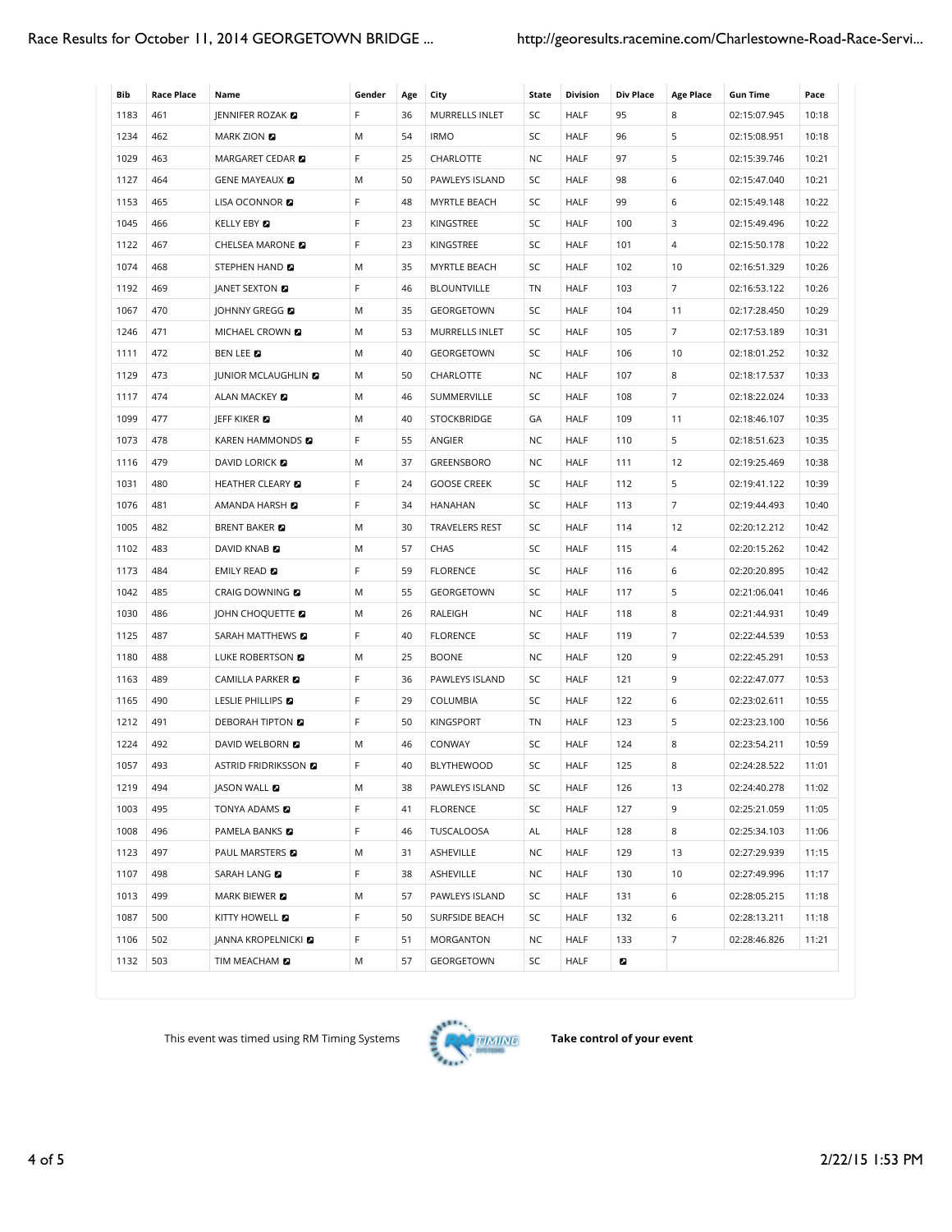| Bib | Race Place | Name | Gender | Age | City | State | Division | Div Place | Age Place | Gun Time | Pace |
|---|---|---|---|---|---|---|---|---|---|---|---|
| 1183 | 461 | JENNIFER ROZAK | F | 36 | MURRELLS INLET | SC | HALF | 95 | 8 | 02:15:07.945 | 10:18 |
| 1234 | 462 | MARK ZION | M | 54 | IRMO | SC | HALF | 96 | 5 | 02:15:08.951 | 10:18 |
| 1029 | 463 | MARGARET CEDAR | F | 25 | CHARLOTTE | NC | HALF | 97 | 5 | 02:15:39.746 | 10:21 |
| 1127 | 464 | GENE MAYEAUX | M | 50 | PAWLEYS ISLAND | SC | HALF | 98 | 6 | 02:15:47.040 | 10:21 |
| 1153 | 465 | LISA OCONNOR | F | 48 | MYRTLE BEACH | SC | HALF | 99 | 6 | 02:15:49.148 | 10:22 |
| 1045 | 466 | KELLY EBY | F | 23 | KINGSTREE | SC | HALF | 100 | 3 | 02:15:49.496 | 10:22 |
| 1122 | 467 | CHELSEA MARONE | F | 23 | KINGSTREE | SC | HALF | 101 | 4 | 02:15:50.178 | 10:22 |
| 1074 | 468 | STEPHEN HAND | M | 35 | MYRTLE BEACH | SC | HALF | 102 | 10 | 02:16:51.329 | 10:26 |
| 1192 | 469 | JANET SEXTON | F | 46 | BLOUNTVILLE | TN | HALF | 103 | 7 | 02:16:53.122 | 10:26 |
| 1067 | 470 | JOHNNY GREGG | M | 35 | GEORGETOWN | SC | HALF | 104 | 11 | 02:17:28.450 | 10:29 |
| 1246 | 471 | MICHAEL CROWN | M | 53 | MURRELLS INLET | SC | HALF | 105 | 7 | 02:17:53.189 | 10:31 |
| 1111 | 472 | BEN LEE | M | 40 | GEORGETOWN | SC | HALF | 106 | 10 | 02:18:01.252 | 10:32 |
| 1129 | 473 | JUNIOR MCLAUGHLIN | M | 50 | CHARLOTTE | NC | HALF | 107 | 8 | 02:18:17.537 | 10:33 |
| 1117 | 474 | ALAN MACKEY | M | 46 | SUMMERVILLE | SC | HALF | 108 | 7 | 02:18:22.024 | 10:33 |
| 1099 | 477 | JEFF KIKER | M | 40 | STOCKBRIDGE | GA | HALF | 109 | 11 | 02:18:46.107 | 10:35 |
| 1073 | 478 | KAREN HAMMONDS | F | 55 | ANGIER | NC | HALF | 110 | 5 | 02:18:51.623 | 10:35 |
| 1116 | 479 | DAVID LORICK | M | 37 | GREENSBORO | NC | HALF | 111 | 12 | 02:19:25.469 | 10:38 |
| 1031 | 480 | HEATHER CLEARY | F | 24 | GOOSE CREEK | SC | HALF | 112 | 5 | 02:19:41.122 | 10:39 |
| 1076 | 481 | AMANDA HARSH | F | 34 | HANAHAN | SC | HALF | 113 | 7 | 02:19:44.493 | 10:40 |
| 1005 | 482 | BRENT BAKER | M | 30 | TRAVELERS REST | SC | HALF | 114 | 12 | 02:20:12.212 | 10:42 |
| 1102 | 483 | DAVID KNAB | M | 57 | CHAS | SC | HALF | 115 | 4 | 02:20:15.262 | 10:42 |
| 1173 | 484 | EMILY READ | F | 59 | FLORENCE | SC | HALF | 116 | 6 | 02:20:20.895 | 10:42 |
| 1042 | 485 | CRAIG DOWNING | M | 55 | GEORGETOWN | SC | HALF | 117 | 5 | 02:21:06.041 | 10:46 |
| 1030 | 486 | JOHN CHOQUETTE | M | 26 | RALEIGH | NC | HALF | 118 | 8 | 02:21:44.931 | 10:49 |
| 1125 | 487 | SARAH MATTHEWS | F | 40 | FLORENCE | SC | HALF | 119 | 7 | 02:22:44.539 | 10:53 |
| 1180 | 488 | LUKE ROBERTSON | M | 25 | BOONE | NC | HALF | 120 | 9 | 02:22:45.291 | 10:53 |
| 1163 | 489 | CAMILLA PARKER | F | 36 | PAWLEYS ISLAND | SC | HALF | 121 | 9 | 02:22:47.077 | 10:53 |
| 1165 | 490 | LESLIE PHILLIPS | F | 29 | COLUMBIA | SC | HALF | 122 | 6 | 02:23:02.611 | 10:55 |
| 1212 | 491 | DEBORAH TIPTON | F | 50 | KINGSPORT | TN | HALF | 123 | 5 | 02:23:23.100 | 10:56 |
| 1224 | 492 | DAVID WELBORN | M | 46 | CONWAY | SC | HALF | 124 | 8 | 02:23:54.211 | 10:59 |
| 1057 | 493 | ASTRID FRIDRIKSSON | F | 40 | BLYTHEWOOD | SC | HALF | 125 | 8 | 02:24:28.522 | 11:01 |
| 1219 | 494 | JASON WALL | M | 38 | PAWLEYS ISLAND | SC | HALF | 126 | 13 | 02:24:40.278 | 11:02 |
| 1003 | 495 | TONYA ADAMS | F | 41 | FLORENCE | SC | HALF | 127 | 9 | 02:25:21.059 | 11:05 |
| 1008 | 496 | PAMELA BANKS | F | 46 | TUSCALOOSA | AL | HALF | 128 | 8 | 02:25:34.103 | 11:06 |
| 1123 | 497 | PAUL MARSTERS | M | 31 | ASHEVILLE | NC | HALF | 129 | 13 | 02:27:29.939 | 11:15 |
| 1107 | 498 | SARAH LANG | F | 38 | ASHEVILLE | NC | HALF | 130 | 10 | 02:27:49.996 | 11:17 |
| 1013 | 499 | MARK BIEWER | M | 57 | PAWLEYS ISLAND | SC | HALF | 131 | 6 | 02:28:05.215 | 11:18 |
| 1087 | 500 | KITTY HOWELL | F | 50 | SURFSIDE BEACH | SC | HALF | 132 | 6 | 02:28:13.211 | 11:18 |
| 1106 | 502 | JANNA KROPELNICKI | F | 51 | MORGANTON | NC | HALF | 133 | 7 | 02:28:46.826 | 11:21 |
| 1132 | 503 | TIM MEACHAM | M | 57 | GEORGETOWN | SC | HALF | | | | |

This event was timed using RM Timing Systems

**Take control of your event**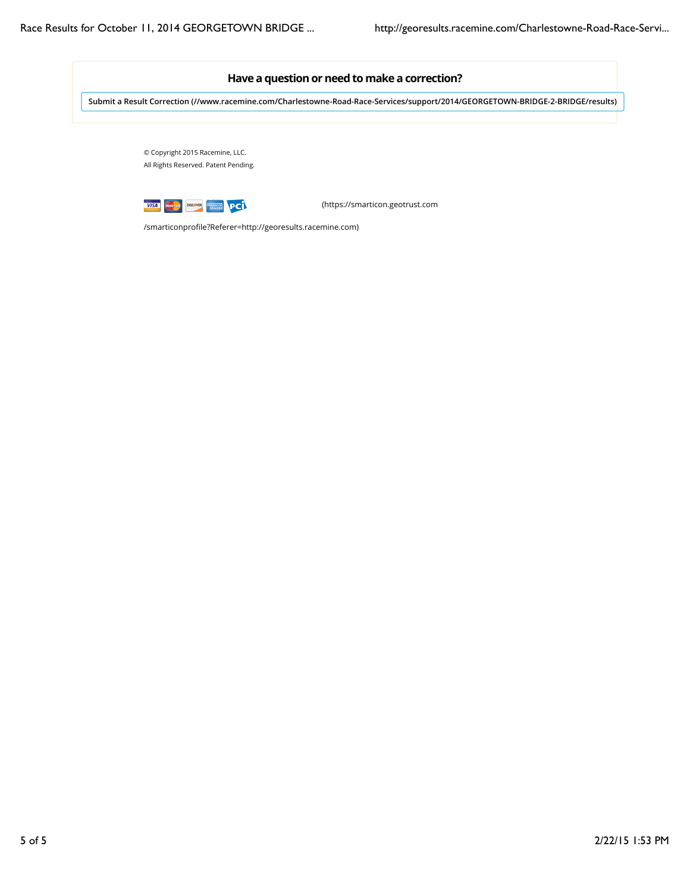## Have a question or need to make a correction?

Submit a Result Correction (//www.racemine.com/Charlestowne-Road-Race-Services/support/2014/GEORGETOWN-BRIDGE-2-BRIDGE/results)

© Copyright 2015 Racemine, LLC.
All Rights Reserved. Patent Pending.

(https://smarticon.geotrust.com/smarticonprofile?Referer=http://georesults.racemine.com)